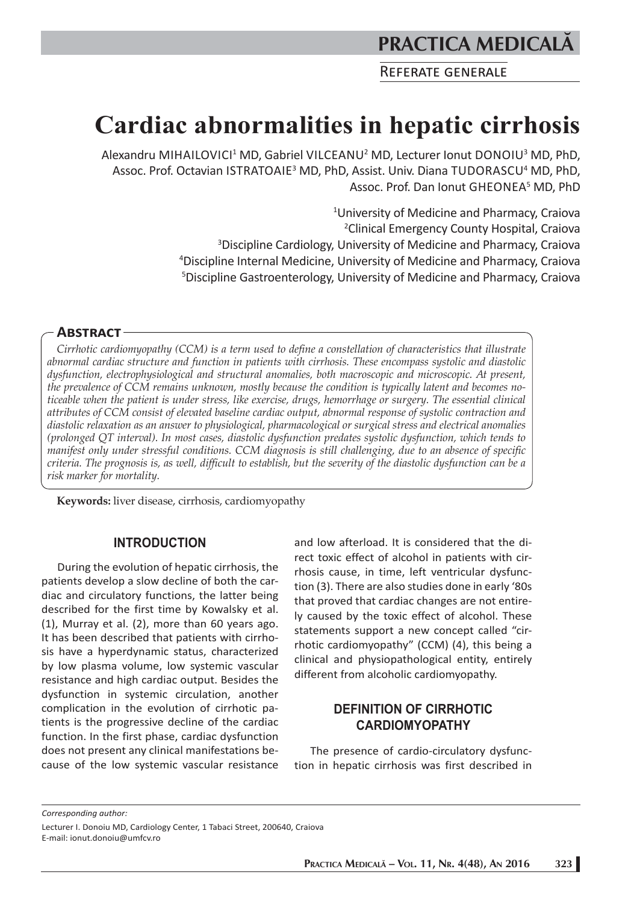# Cardiac abnormalities in hepatic cirrhosis

Alexandru MIHAILOVICI[1] MD, Gabriel VILCEANU[2] MD, Lecturer Ionut DONOIU[3] MD, PhD, Assoc. Prof. Octavian ISTRATOAIE[3] MD, PhD, Assist. Univ. Diana TUDORASCU[4] MD, PhD, Assoc. Prof. Dan Ionut GHEONEA[5] MD, PhD

[1]University of Medicine and Pharmacy, Craiova
[2]Clinical Emergency County Hospital, Craiova
[3]Discipline Cardiology, University of Medicine and Pharmacy, Craiova
[4]Discipline Internal Medicine, University of Medicine and Pharmacy, Craiova
[5]Discipline Gastroenterology, University of Medicine and Pharmacy, Craiova

## Abstract

*Cirrhotic cardiomyopathy (CCM) is a term used to define a constellation of characteristics that illustrate abnormal cardiac structure and function in patients with cirrhosis. These encompass systolic and diastolic dysfunction, electrophysiological and structural anomalies, both macroscopic and microscopic. At present, the prevalence of CCM remains unknown, mostly because the condition is typically latent and becomes noticeable when the patient is under stress, like exercise, drugs, hemorrhage or surgery. The essential clinical attributes of CCM consist of elevated baseline cardiac output, abnormal response of systolic contraction and diastolic relaxation as an answer to physiological, pharmacological or surgical stress and electrical anomalies (prolonged QT interval). In most cases, diastolic dysfunction predates systolic dysfunction, which tends to manifest only under stressful conditions. CCM diagnosis is still challenging, due to an absence of specific criteria. The prognosis is, as well, difficult to establish, but the severity of the diastolic dysfunction can be a risk marker for mortality.*

**Keywords:** liver disease, cirrhosis, cardiomyopathy

## INTRODUCTION

During the evolution of hepatic cirrhosis, the patients develop a slow decline of both the cardiac and circulatory functions, the latter being described for the first time by Kowalsky et al. (1), Murray et al. (2), more than 60 years ago. It has been described that patients with cirrhosis have a hyperdynamic status, characterized by low plasma volume, low systemic vascular resistance and high cardiac output. Besides the dysfunction in systemic circulation, another complication in the evolution of cirrhotic patients is the progressive decline of the cardiac function. In the first phase, cardiac dysfunction does not present any clinical manifestations because of the low systemic vascular resistance and low afterload. It is considered that the direct toxic effect of alcohol in patients with cirrhosis cause, in time, left ventricular dysfunction (3). There are also studies done in early '80s that proved that cardiac changes are not entirely caused by the toxic effect of alcohol. These statements support a new concept called "cirrhotic cardiomyopathy" (CCM) (4), this being a clinical and physiopathological entity, entirely different from alcoholic cardiomyopathy.

## DEFINITION OF CIRRHOTIC CARDIOMYOPATHY

The presence of cardio-circulatory dysfunction in hepatic cirrhosis was first described in

*Corresponding author:*
Lecturer I. Donoiu MD, Cardiology Center, 1 Tabaci Street, 200640, Craiova
E-mail: ionut.donoiu@umfcv.ro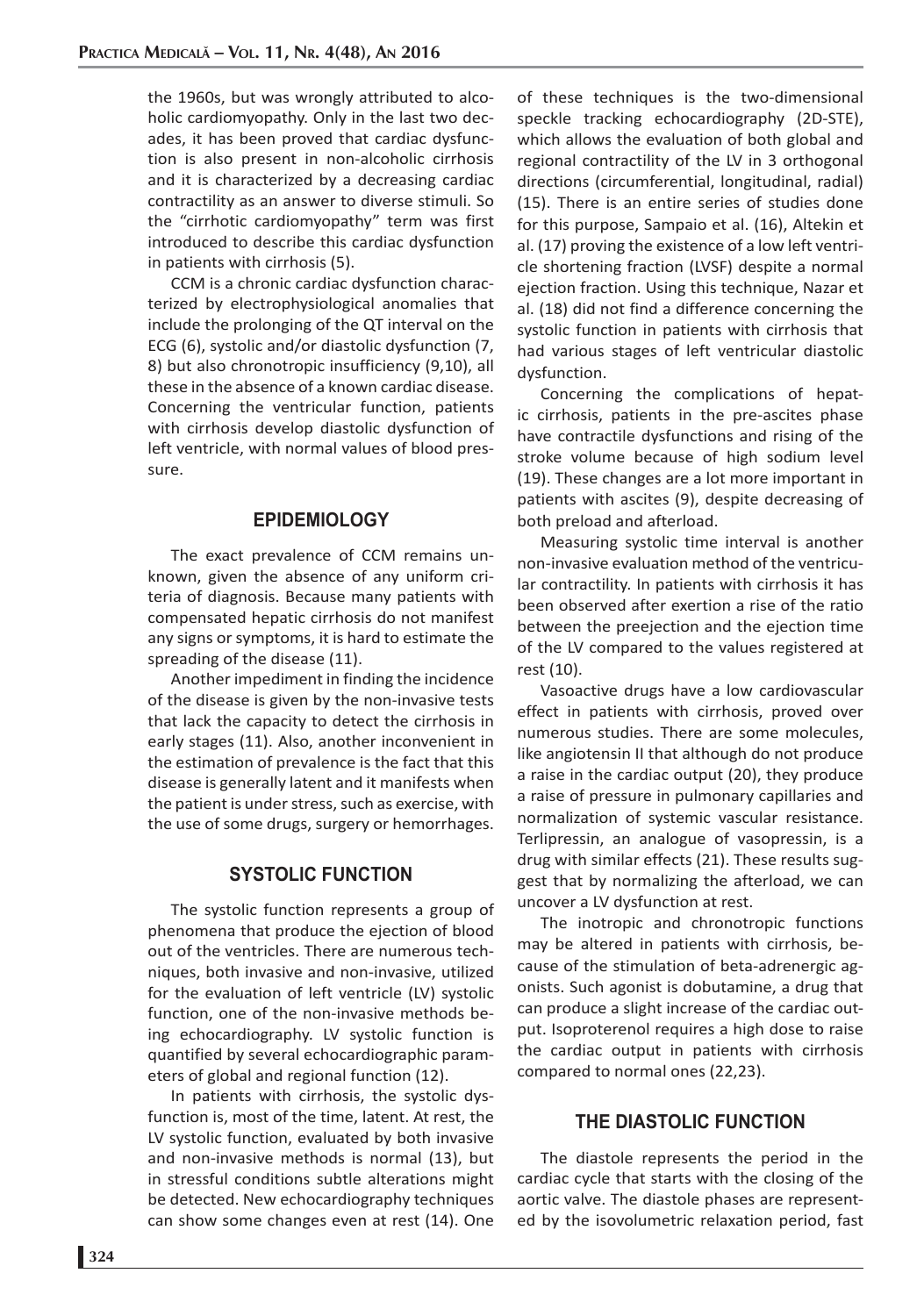the 1960s, but was wrongly attributed to alcoholic cardiomyopathy. Only in the last two decades, it has been proved that cardiac dysfunction is also present in non-alcoholic cirrhosis and it is characterized by a decreasing cardiac contractility as an answer to diverse stimuli. So the "cirrhotic cardiomyopathy" term was first introduced to describe this cardiac dysfunction in patients with cirrhosis (5).

CCM is a chronic cardiac dysfunction characterized by electrophysiological anomalies that include the prolonging of the QT interval on the ECG (6), systolic and/or diastolic dysfunction (7, 8) but also chronotropic insufficiency (9,10), all these in the absence of a known cardiac disease. Concerning the ventricular function, patients with cirrhosis develop diastolic dysfunction of left ventricle, with normal values of blood pressure.

## EPIDEMIOLOGY

The exact prevalence of CCM remains unknown, given the absence of any uniform criteria of diagnosis. Because many patients with compensated hepatic cirrhosis do not manifest any signs or symptoms, it is hard to estimate the spreading of the disease (11).

Another impediment in finding the incidence of the disease is given by the non-invasive tests that lack the capacity to detect the cirrhosis in early stages (11). Also, another inconvenient in the estimation of prevalence is the fact that this disease is generally latent and it manifests when the patient is under stress, such as exercise, with the use of some drugs, surgery or hemorrhages.

## SYSTOLIC FUNCTION

The systolic function represents a group of phenomena that produce the ejection of blood out of the ventricles. There are numerous techniques, both invasive and non-invasive, utilized for the evaluation of left ventricle (LV) systolic function, one of the non-invasive methods being echocardiography. LV systolic function is quantified by several echocardiographic parameters of global and regional function (12).

In patients with cirrhosis, the systolic dysfunction is, most of the time, latent. At rest, the LV systolic function, evaluated by both invasive and non-invasive methods is normal (13), but in stressful conditions subtle alterations might be detected. New echocardiography techniques can show some changes even at rest (14). One of these techniques is the two-dimensional speckle tracking echocardiography (2D-STE), which allows the evaluation of both global and regional contractility of the LV in 3 orthogonal directions (circumferential, longitudinal, radial) (15). There is an entire series of studies done for this purpose, Sampaio et al. (16), Altekin et al. (17) proving the existence of a low left ventricle shortening fraction (LVSF) despite a normal ejection fraction. Using this technique, Nazar et al. (18) did not find a difference concerning the systolic function in patients with cirrhosis that had various stages of left ventricular diastolic dysfunction.

Concerning the complications of hepatic cirrhosis, patients in the pre-ascites phase have contractile dysfunctions and rising of the stroke volume because of high sodium level (19). These changes are a lot more important in patients with ascites (9), despite decreasing of both preload and afterload.

Measuring systolic time interval is another non-invasive evaluation method of the ventricular contractility. In patients with cirrhosis it has been observed after exertion a rise of the ratio between the preejection and the ejection time of the LV compared to the values registered at rest (10).

Vasoactive drugs have a low cardiovascular effect in patients with cirrhosis, proved over numerous studies. There are some molecules, like angiotensin II that although do not produce a raise in the cardiac output (20), they produce a raise of pressure in pulmonary capillaries and normalization of systemic vascular resistance. Terlipressin, an analogue of vasopressin, is a drug with similar effects (21). These results suggest that by normalizing the afterload, we can uncover a LV dysfunction at rest.

The inotropic and chronotropic functions may be altered in patients with cirrhosis, because of the stimulation of beta-adrenergic agonists. Such agonist is dobutamine, a drug that can produce a slight increase of the cardiac output. Isoproterenol requires a high dose to raise the cardiac output in patients with cirrhosis compared to normal ones (22,23).

## THE DIASTOLIC FUNCTION

The diastole represents the period in the cardiac cycle that starts with the closing of the aortic valve. The diastole phases are represented by the isovolumetric relaxation period, fast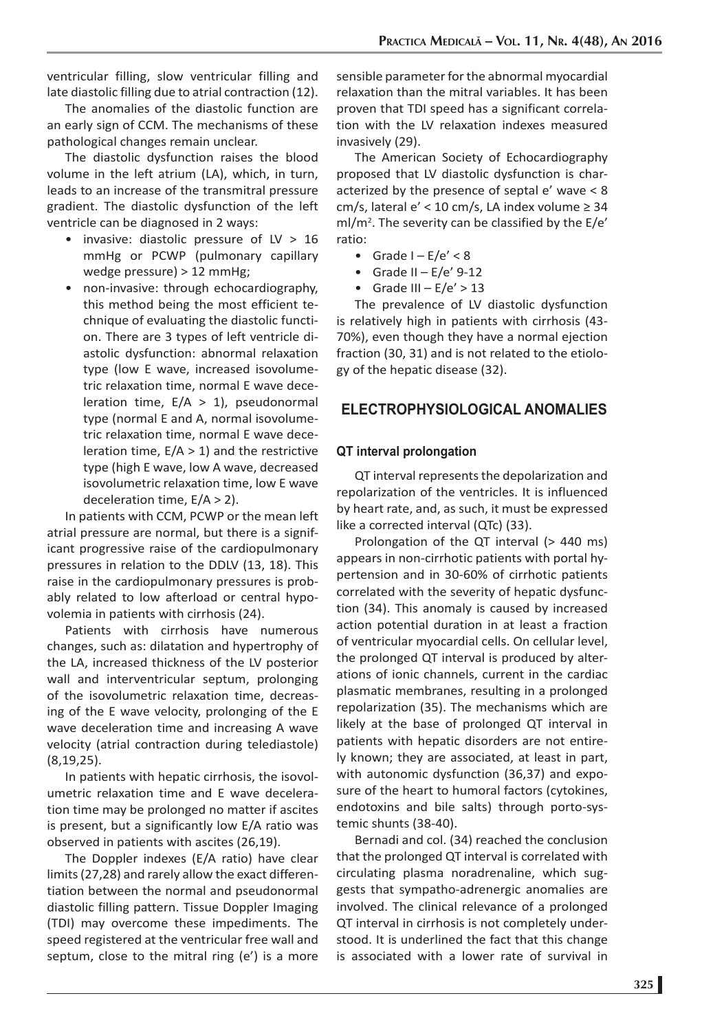ventricular filling, slow ventricular filling and late diastolic filling due to atrial contraction (12).

The anomalies of the diastolic function are an early sign of CCM. The mechanisms of these pathological changes remain unclear.

The diastolic dysfunction raises the blood volume in the left atrium (LA), which, in turn, leads to an increase of the transmitral pressure gradient. The diastolic dysfunction of the left ventricle can be diagnosed in 2 ways:

- invasive: diastolic pressure of LV > 16 mmHg or PCWP (pulmonary capillary wedge pressure) > 12 mmHg;
- non-invasive: through echocardiography, this method being the most efficient technique of evaluating the diastolic function. There are 3 types of left ventricle diastolic dysfunction: abnormal relaxation type (low E wave, increased isovolumetric relaxation time, normal E wave deceleration time, E/A > 1), pseudonormal type (normal E and A, normal isovolumetric relaxation time, normal E wave deceleration time, E/A > 1) and the restrictive type (high E wave, low A wave, decreased isovolumetric relaxation time, low E wave deceleration time, E/A > 2).

In patients with CCM, PCWP or the mean left atrial pressure are normal, but there is a significant progressive raise of the cardiopulmonary pressures in relation to the DDLV (13, 18). This raise in the cardiopulmonary pressures is probably related to low afterload or central hypovolemia in patients with cirrhosis (24).

Patients with cirrhosis have numerous changes, such as: dilatation and hypertrophy of the LA, increased thickness of the LV posterior wall and interventricular septum, prolonging of the isovolumetric relaxation time, decreasing of the E wave velocity, prolonging of the E wave deceleration time and increasing A wave velocity (atrial contraction during telediastole) (8,19,25).

In patients with hepatic cirrhosis, the isovolumetric relaxation time and E wave deceleration time may be prolonged no matter if ascites is present, but a significantly low E/A ratio was observed in patients with ascites (26,19).

The Doppler indexes (E/A ratio) have clear limits (27,28) and rarely allow the exact differentiation between the normal and pseudonormal diastolic filling pattern. Tissue Doppler Imaging (TDI) may overcome these impediments. The speed registered at the ventricular free wall and septum, close to the mitral ring (e') is a more sensible parameter for the abnormal myocardial relaxation than the mitral variables. It has been proven that TDI speed has a significant correlation with the LV relaxation indexes measured invasively (29).

The American Society of Echocardiography proposed that LV diastolic dysfunction is characterized by the presence of septal e' wave < 8 cm/s, lateral e' < 10 cm/s, LA index volume ≥ 34 ml/m$^2$. The severity can be classified by the E/e' ratio:

- Grade I – E/e' < 8
- Grade II – E/e' 9-12
- Grade III – E/e' > 13

The prevalence of LV diastolic dysfunction is relatively high in patients with cirrhosis (43-70%), even though they have a normal ejection fraction (30, 31) and is not related to the etiology of the hepatic disease (32).

## ELECTROPHYSIOLOGICAL ANOMALIES

### QT interval prolongation

QT interval represents the depolarization and repolarization of the ventricles. It is influenced by heart rate, and, as such, it must be expressed like a corrected interval (QTc) (33).

Prolongation of the QT interval (> 440 ms) appears in non-cirrhotic patients with portal hypertension and in 30-60% of cirrhotic patients correlated with the severity of hepatic dysfunction (34). This anomaly is caused by increased action potential duration in at least a fraction of ventricular myocardial cells. On cellular level, the prolonged QT interval is produced by alterations of ionic channels, current in the cardiac plasmatic membranes, resulting in a prolonged repolarization (35). The mechanisms which are likely at the base of prolonged QT interval in patients with hepatic disorders are not entirely known; they are associated, at least in part, with autonomic dysfunction (36,37) and exposure of the heart to humoral factors (cytokines, endotoxins and bile salts) through porto-systemic shunts (38-40).

Bernadi and col. (34) reached the conclusion that the prolonged QT interval is correlated with circulating plasma noradrenaline, which suggests that sympatho-adrenergic anomalies are involved. The clinical relevance of a prolonged QT interval in cirrhosis is not completely understood. It is underlined the fact that this change is associated with a lower rate of survival in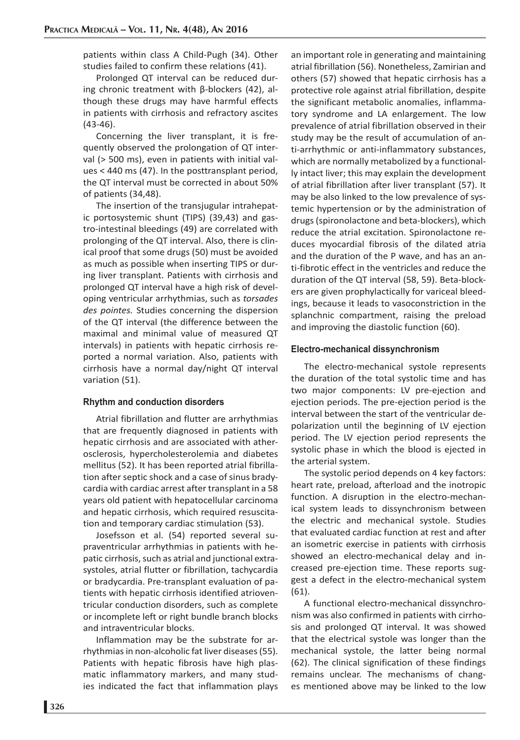patients within class A Child-Pugh (34). Other studies failed to confirm these relations (41).

Prolonged QT interval can be reduced during chronic treatment with β-blockers (42), although these drugs may have harmful effects in patients with cirrhosis and refractory ascites (43-46).

Concerning the liver transplant, it is frequently observed the prolongation of QT interval (> 500 ms), even in patients with initial values < 440 ms (47). In the posttransplant period, the QT interval must be corrected in about 50% of patients (34,48).

The insertion of the transjugular intrahepatic portosystemic shunt (TIPS) (39,43) and gastro-intestinal bleedings (49) are correlated with prolonging of the QT interval. Also, there is clinical proof that some drugs (50) must be avoided as much as possible when inserting TIPS or during liver transplant. Patients with cirrhosis and prolonged QT interval have a high risk of developing ventricular arrhythmias, such as *torsades des pointes*. Studies concerning the dispersion of the QT interval (the difference between the maximal and minimal value of measured QT intervals) in patients with hepatic cirrhosis reported a normal variation. Also, patients with cirrhosis have a normal day/night QT interval variation (51).

### Rhythm and conduction disorders

Atrial fibrillation and flutter are arrhythmias that are frequently diagnosed in patients with hepatic cirrhosis and are associated with atherosclerosis, hypercholesterolemia and diabetes mellitus (52). It has been reported atrial fibrillation after septic shock and a case of sinus bradycardia with cardiac arrest after transplant in a 58 years old patient with hepatocellular carcinoma and hepatic cirrhosis, which required resuscitation and temporary cardiac stimulation (53).

Josefsson et al. (54) reported several supraventricular arrhythmias in patients with hepatic cirrhosis, such as atrial and junctional extrasystoles, atrial flutter or fibrillation, tachycardia or bradycardia. Pre-transplant evaluation of patients with hepatic cirrhosis identified atrioventricular conduction disorders, such as complete or incomplete left or right bundle branch blocks and intraventricular blocks.

Inflammation may be the substrate for arrhythmias in non-alcoholic fat liver diseases (55). Patients with hepatic fibrosis have high plasmatic inflammatory markers, and many studies indicated the fact that inflammation plays an important role in generating and maintaining atrial fibrillation (56). Nonetheless, Zamirian and others (57) showed that hepatic cirrhosis has a protective role against atrial fibrillation, despite the significant metabolic anomalies, inflammatory syndrome and LA enlargement. The low prevalence of atrial fibrillation observed in their study may be the result of accumulation of anti-arrhythmic or anti-inflammatory substances, which are normally metabolized by a functionally intact liver; this may explain the development of atrial fibrillation after liver transplant (57). It may be also linked to the low prevalence of systemic hypertension or by the administration of drugs (spironolactone and beta-blockers), which reduce the atrial excitation. Spironolactone reduces myocardial fibrosis of the dilated atria and the duration of the P wave, and has an anti-fibrotic effect in the ventricles and reduce the duration of the QT interval (58, 59). Beta-blockers are given prophylactically for variceal bleedings, because it leads to vasoconstriction in the splanchnic compartment, raising the preload and improving the diastolic function (60).

### Electro-mechanical dissynchronism

The electro-mechanical systole represents the duration of the total systolic time and has two major components: LV pre-ejection and ejection periods. The pre-ejection period is the interval between the start of the ventricular depolarization until the beginning of LV ejection period. The LV ejection period represents the systolic phase in which the blood is ejected in the arterial system.

The systolic period depends on 4 key factors: heart rate, preload, afterload and the inotropic function. A disruption in the electro-mechanical system leads to dissynchronism between the electric and mechanical systole. Studies that evaluated cardiac function at rest and after an isometric exercise in patients with cirrhosis showed an electro-mechanical delay and increased pre-ejection time. These reports suggest a defect in the electro-mechanical system (61).

A functional electro-mechanical dissynchronism was also confirmed in patients with cirrhosis and prolonged QT interval. It was showed that the electrical systole was longer than the mechanical systole, the latter being normal (62). The clinical signification of these findings remains unclear. The mechanisms of changes mentioned above may be linked to the low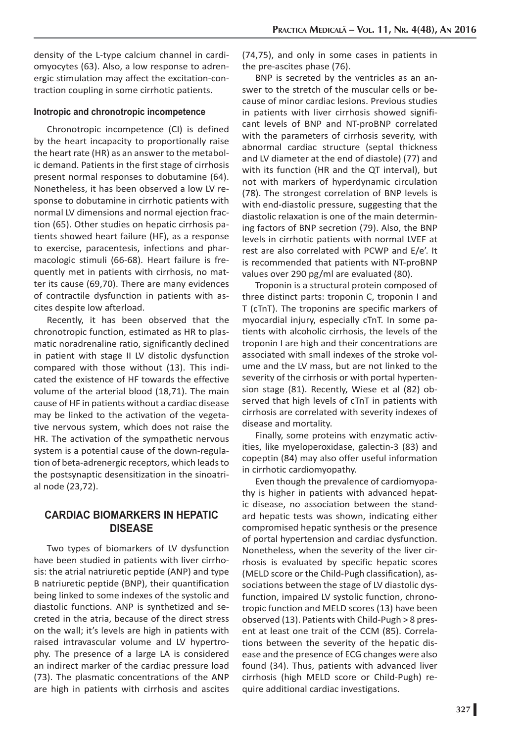density of the L-type calcium channel in cardiomyocytes (63). Also, a low response to adrenergic stimulation may affect the excitation-contraction coupling in some cirrhotic patients.

### Inotropic and chronotropic incompetence

Chronotropic incompetence (CI) is defined by the heart incapacity to proportionally raise the heart rate (HR) as an answer to the metabolic demand. Patients in the first stage of cirrhosis present normal responses to dobutamine (64). Nonetheless, it has been observed a low LV response to dobutamine in cirrhotic patients with normal LV dimensions and normal ejection fraction (65). Other studies on hepatic cirrhosis patients showed heart failure (HF), as a response to exercise, paracentesis, infections and pharmacologic stimuli (66-68). Heart failure is frequently met in patients with cirrhosis, no matter its cause (69,70). There are many evidences of contractile dysfunction in patients with ascites despite low afterload.

Recently, it has been observed that the chronotropic function, estimated as HR to plasmatic noradrenaline ratio, significantly declined in patient with stage II LV distolic dysfunction compared with those without (13). This indicated the existence of HF towards the effective volume of the arterial blood (18,71). The main cause of HF in patients without a cardiac disease may be linked to the activation of the vegetative nervous system, which does not raise the HR. The activation of the sympathetic nervous system is a potential cause of the down-regulation of beta-adrenergic receptors, which leads to the postsynaptic desensitization in the sinoatrial node (23,72).

## CARDIAC BIOMARKERS IN HEPATIC DISEASE

Two types of biomarkers of LV dysfunction have been studied in patients with liver cirrhosis: the atrial natriuretic peptide (ANP) and type B natriuretic peptide (BNP), their quantification being linked to some indexes of the systolic and diastolic functions. ANP is synthetized and secreted in the atria, because of the direct stress on the wall; it's levels are high in patients with raised intravascular volume and LV hypertrophy. The presence of a large LA is considered an indirect marker of the cardiac pressure load (73). The plasmatic concentrations of the ANP are high in patients with cirrhosis and ascites (74,75), and only in some cases in patients in the pre-ascites phase (76).

BNP is secreted by the ventricles as an answer to the stretch of the muscular cells or because of minor cardiac lesions. Previous studies in patients with liver cirrhosis showed significant levels of BNP and NT-proBNP correlated with the parameters of cirrhosis severity, with abnormal cardiac structure (septal thickness and LV diameter at the end of diastole) (77) and with its function (HR and the QT interval), but not with markers of hyperdynamic circulation (78). The strongest correlation of BNP levels is with end-diastolic pressure, suggesting that the diastolic relaxation is one of the main determining factors of BNP secretion (79). Also, the BNP levels in cirrhotic patients with normal LVEF at rest are also correlated with PCWP and E/e'. It is recommended that patients with NT-proBNP values over 290 pg/ml are evaluated (80).

Troponin is a structural protein composed of three distinct parts: troponin C, troponin I and T (cTnT). The troponins are specific markers of myocardial injury, especially cTnT. In some patients with alcoholic cirrhosis, the levels of the troponin I are high and their concentrations are associated with small indexes of the stroke volume and the LV mass, but are not linked to the severity of the cirrhosis or with portal hypertension stage (81). Recently, Wiese et al (82) observed that high levels of cTnT in patients with cirrhosis are correlated with severity indexes of disease and mortality.

Finally, some proteins with enzymatic activities, like myeloperoxidase, galectin-3 (83) and copeptin (84) may also offer useful information in cirrhotic cardiomyopathy.

Even though the prevalence of cardiomyopathy is higher in patients with advanced hepatic disease, no association between the standard hepatic tests was shown, indicating either compromised hepatic synthesis or the presence of portal hypertension and cardiac dysfunction. Nonetheless, when the severity of the liver cirrhosis is evaluated by specific hepatic scores (MELD score or the Child-Pugh classification), associations between the stage of LV diastolic dysfunction, impaired LV systolic function, chronotropic function and MELD scores (13) have been observed (13). Patients with Child-Pugh > 8 present at least one trait of the CCM (85). Correlations between the severity of the hepatic disease and the presence of ECG changes were also found (34). Thus, patients with advanced liver cirrhosis (high MELD score or Child-Pugh) require additional cardiac investigations.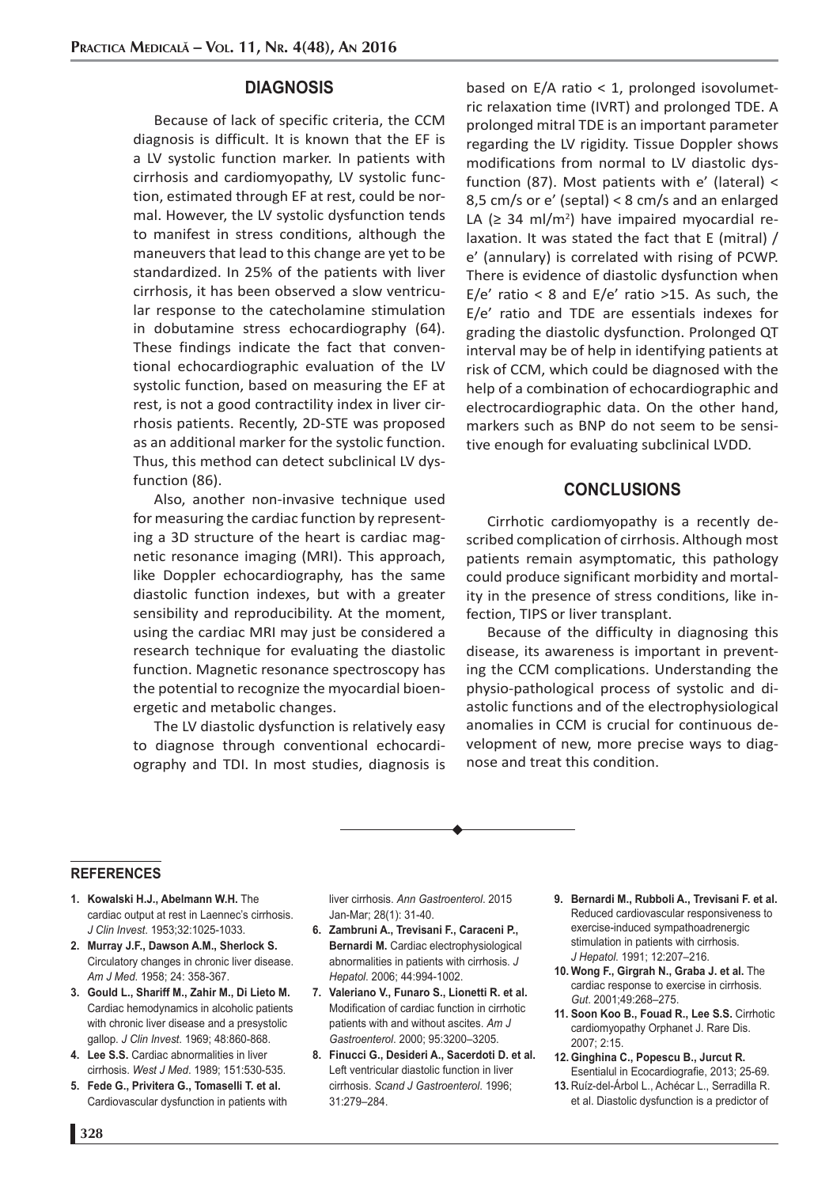## DIAGNOSIS

Because of lack of specific criteria, the CCM diagnosis is difficult. It is known that the EF is a LV systolic function marker. In patients with cirrhosis and cardiomyopathy, LV systolic function, estimated through EF at rest, could be normal. However, the LV systolic dysfunction tends to manifest in stress conditions, although the maneuvers that lead to this change are yet to be standardized. In 25% of the patients with liver cirrhosis, it has been observed a slow ventricular response to the catecholamine stimulation in dobutamine stress echocardiography (64). These findings indicate the fact that conventional echocardiographic evaluation of the LV systolic function, based on measuring the EF at rest, is not a good contractility index in liver cirrhosis patients. Recently, 2D-STE was proposed as an additional marker for the systolic function. Thus, this method can detect subclinical LV dysfunction (86).

Also, another non-invasive technique used for measuring the cardiac function by representing a 3D structure of the heart is cardiac magnetic resonance imaging (MRI). This approach, like Doppler echocardiography, has the same diastolic function indexes, but with a greater sensibility and reproducibility. At the moment, using the cardiac MRI may just be considered a research technique for evaluating the diastolic function. Magnetic resonance spectroscopy has the potential to recognize the myocardial bioenergetic and metabolic changes.

The LV diastolic dysfunction is relatively easy to diagnose through conventional echocardiography and TDI. In most studies, diagnosis is based on E/A ratio < 1, prolonged isovolumetric relaxation time (IVRT) and prolonged TDE. A prolonged mitral TDE is an important parameter regarding the LV rigidity. Tissue Doppler shows modifications from normal to LV diastolic dysfunction (87). Most patients with e' (lateral) < 8,5 cm/s or e' (septal) < 8 cm/s and an enlarged LA (≥ 34 ml/$m^2$) have impaired myocardial relaxation. It was stated the fact that E (mitral) / e' (annulary) is correlated with rising of PCWP. There is evidence of diastolic dysfunction when E/e' ratio < 8 and E/e' ratio >15. As such, the E/e' ratio and TDE are essentials indexes for grading the diastolic dysfunction. Prolonged QT interval may be of help in identifying patients at risk of CCM, which could be diagnosed with the help of a combination of echocardiographic and electrocardiographic data. On the other hand, markers such as BNP do not seem to be sensitive enough for evaluating subclinical LVDD.

## CONCLUSIONS

Cirrhotic cardiomyopathy is a recently described complication of cirrhosis. Although most patients remain asymptomatic, this pathology could produce significant morbidity and mortality in the presence of stress conditions, like infection, TIPS or liver transplant.

Because of the difficulty in diagnosing this disease, its awareness is important in preventing the CCM complications. Understanding the physio-pathological process of systolic and diastolic functions and of the electrophysiological anomalies in CCM is crucial for continuous development of new, more precise ways to diagnose and treat this condition.

## REFERENCES

1. **Kowalski H.J., Abelmann W.H.** The cardiac output at rest in Laennec's cirrhosis. *J Clin Invest*. 1953;32:1025-1033.
2. **Murray J.F., Dawson A.M., Sherlock S.** Circulatory changes in chronic liver disease. *Am J Med*. 1958; 24: 358-367.
3. **Gould L., Shariff M., Zahir M., Di Lieto M.** Cardiac hemodynamics in alcoholic patients with chronic liver disease and a presystolic gallop. *J Clin Invest*. 1969; 48:860-868.
4. **Lee S.S.** Cardiac abnormalities in liver cirrhosis. *West J Med*. 1989; 151:530-535.
5. **Fede G., Privitera G., Tomaselli T. et al.** Cardiovascular dysfunction in patients with liver cirrhosis. *Ann Gastroenterol*. 2015 Jan-Mar; 28(1): 31-40.
6. **Zambruni A., Trevisani F., Caraceni P., Bernardi M.** Cardiac electrophysiological abnormalities in patients with cirrhosis. *J Hepatol*. 2006; 44:994-1002.
7. **Valeriano V., Funaro S., Lionetti R. et al.** Modification of cardiac function in cirrhotic patients with and without ascites. *Am J Gastroenterol*. 2000; 95:3200–3205.
8. **Finucci G., Desideri A., Sacerdoti D. et al.** Left ventricular diastolic function in liver cirrhosis. *Scand J Gastroenterol*. 1996; 31:279–284.
9. **Bernardi M., Rubboli A., Trevisani F. et al.** Reduced cardiovascular responsiveness to exercise-induced sympathoadrenergic stimulation in patients with cirrhosis. *J Hepatol*. 1991; 12:207–216.
10. **Wong F., Girgrah N., Graba J. et al.** The cardiac response to exercise in cirrhosis. *Gut*. 2001;49:268–275.
11. **Soon Koo B., Fouad R., Lee S.S.** Cirrhotic cardiomyopathy Orphanet J. Rare Dis. 2007; 2:15.
12. **Ginghina C., Popescu B., Jurcut R.** Esentialul in Ecocardiografie, 2013; 25-69.
13. Ruíz-del-Árbol L., Achécar L., Serradilla R. et al. Diastolic dysfunction is a predictor of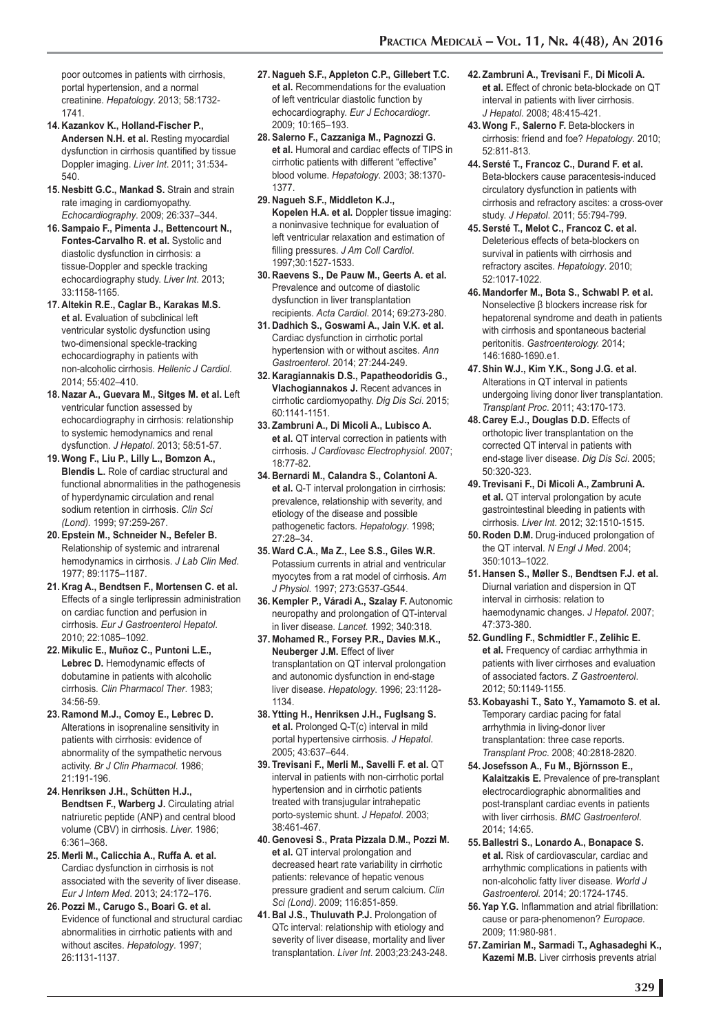poor outcomes in patients with cirrhosis, portal hypertension, and a normal creatinine. *Hepatology*. 2013; 58:1732-1741.

14. **Kazankov K., Holland-Fischer P., Andersen N.H. et al.** Resting myocardial dysfunction in cirrhosis quantified by tissue Doppler imaging. *Liver Int*. 2011; 31:534-540.
15. **Nesbitt G.C., Mankad S.** Strain and strain rate imaging in cardiomyopathy. *Echocardiography*. 2009; 26:337–344.
16. **Sampaio F., Pimenta J., Bettencourt N., Fontes-Carvalho R. et al.** Systolic and diastolic dysfunction in cirrhosis: a tissue-Doppler and speckle tracking echocardiography study. *Liver Int*. 2013; 33:1158-1165.
17. **Altekin R.E., Caglar B., Karakas M.S. et al.** Evaluation of subclinical left ventricular systolic dysfunction using two-dimensional speckle-tracking echocardiography in patients with non-alcoholic cirrhosis. *Hellenic J Cardiol*. 2014; 55:402–410.
18. **Nazar A., Guevara M., Sitges M. et al.** Left ventricular function assessed by echocardiography in cirrhosis: relationship to systemic hemodynamics and renal dysfunction. *J Hepatol*. 2013; 58:51-57.
19. **Wong F., Liu P., Lilly L., Bomzon A., Blendis L.** Role of cardiac structural and functional abnormalities in the pathogenesis of hyperdynamic circulation and renal sodium retention in cirrhosis. *Clin Sci (Lond).* 1999; 97:259-267.
20. **Epstein M., Schneider N., Befeler B.** Relationship of systemic and intrarenal hemodynamics in cirrhosis. *J Lab Clin Med*. 1977; 89:1175–1187.
21. **Krag A., Bendtsen F., Mortensen C. et al.** Effects of a single terlipressin administration on cardiac function and perfusion in cirrhosis. *Eur J Gastroenterol Hepatol*. 2010; 22:1085–1092.
22. **Mikulic E., Muñoz C., Puntoni L.E., Lebrec D.** Hemodynamic effects of dobutamine in patients with alcoholic cirrhosis. *Clin Pharmacol Ther*. 1983; 34:56-59.
23. **Ramond M.J., Comoy E., Lebrec D.** Alterations in isoprenaline sensitivity in patients with cirrhosis: evidence of abnormality of the sympathetic nervous activity. *Br J Clin Pharmacol*. 1986; 21:191-196.
24. **Henriksen J.H., Schütten H.J., Bendtsen F., Warberg J.** Circulating atrial natriuretic peptide (ANP) and central blood volume (CBV) in cirrhosis. *Liver*. 1986; 6:361–368.
25. **Merli M., Calicchia A., Ruffa A. et al.** Cardiac dysfunction in cirrhosis is not associated with the severity of liver disease. *Eur J Intern Med*. 2013; 24:172–176.
26. **Pozzi M., Carugo S., Boari G. et al.** Evidence of functional and structural cardiac abnormalities in cirrhotic patients with and without ascites. *Hepatology*. 1997; 26:1131-1137.
27. **Nagueh S.F., Appleton C.P., Gillebert T.C. et al.** Recommendations for the evaluation of left ventricular diastolic function by echocardiography. *Eur J Echocardiogr*. 2009; 10:165–193.
28. **Salerno F., Cazzaniga M., Pagnozzi G. et al.** Humoral and cardiac effects of TIPS in cirrhotic patients with different "effective" blood volume. *Hepatology*. 2003; 38:1370-1377.
29. **Nagueh S.F., Middleton K.J., Kopelen H.A. et al.** Doppler tissue imaging: a noninvasive technique for evaluation of left ventricular relaxation and estimation of filling pressures. *J Am Coll Cardiol*. 1997;30:1527-1533.
30. **Raevens S., De Pauw M., Geerts A. et al.** Prevalence and outcome of diastolic dysfunction in liver transplantation recipients. *Acta Cardiol*. 2014; 69:273-280.
31. **Dadhich S., Goswami A., Jain V.K. et al.** Cardiac dysfunction in cirrhotic portal hypertension with or without ascites. *Ann Gastroenterol*. 2014; 27:244-249.
32. **Karagiannakis D.S., Papatheodoridis G., Vlachogiannakos J.** Recent advances in cirrhotic cardiomyopathy. *Dig Dis Sci*. 2015; 60:1141-1151.
33. **Zambruni A., Di Micoli A., Lubisco A. et al.** QT interval correction in patients with cirrhosis. *J Cardiovasc Electrophysiol*. 2007; 18:77-82.
34. **Bernardi M., Calandra S., Colantoni A. et al.** Q-T interval prolongation in cirrhosis: prevalence, relationship with severity, and etiology of the disease and possible pathogenetic factors. *Hepatology*. 1998; 27:28–34.
35. **Ward C.A., Ma Z., Lee S.S., Giles W.R.** Potassium currents in atrial and ventricular myocytes from a rat model of cirrhosis. *Am J Physiol*. 1997; 273:G537-G544.
36. **Kempler P., Váradi A., Szalay F.** Autonomic neuropathy and prolongation of QT-interval in liver disease. *Lancet*. 1992; 340:318.
37. **Mohamed R., Forsey P.R., Davies M.K., Neuberger J.M.** Effect of liver transplantation on QT interval prolongation and autonomic dysfunction in end-stage liver disease. *Hepatology*. 1996; 23:1128-1134.
38. **Ytting H., Henriksen J.H., Fuglsang S. et al.** Prolonged Q-T(c) interval in mild portal hypertensive cirrhosis. *J Hepatol*. 2005; 43:637–644.
39. **Trevisani F., Merli M., Savelli F. et al.** QT interval in patients with non-cirrhotic portal hypertension and in cirrhotic patients treated with transjugular intrahepatic porto-systemic shunt. *J Hepatol*. 2003; 38:461-467.
40. **Genovesi S., Prata Pizzala D.M., Pozzi M. et al.** QT interval prolongation and decreased heart rate variability in cirrhotic patients: relevance of hepatic venous pressure gradient and serum calcium. *Clin Sci (Lond)*. 2009; 116:851-859.
41. **Bal J.S., Thuluvath P.J.** Prolongation of QTc interval: relationship with etiology and severity of liver disease, mortality and liver transplantation. *Liver Int*. 2003;23:243-248.
42. **Zambruni A., Trevisani F., Di Micoli A. et al.** Effect of chronic beta-blockade on QT interval in patients with liver cirrhosis. *J Hepatol*. 2008; 48:415-421.
43. **Wong F., Salerno F.** Beta-blockers in cirrhosis: friend and foe? *Hepatology*. 2010; 52:811-813.
44. **Sersté T., Francoz C., Durand F. et al.** Beta-blockers cause paracentesis-induced circulatory dysfunction in patients with cirrhosis and refractory ascites: a cross-over study. *J Hepatol*. 2011; 55:794-799.
45. **Sersté T., Melot C., Francoz C. et al.** Deleterious effects of beta-blockers on survival in patients with cirrhosis and refractory ascites. *Hepatology*. 2010; 52:1017-1022.
46. **Mandorfer M., Bota S., Schwabl P. et al.** Nonselective β blockers increase risk for hepatorenal syndrome and death in patients with cirrhosis and spontaneous bacterial peritonitis. *Gastroenterology*. 2014; 146:1680-1690.e1.
47. **Shin W.J., Kim Y.K., Song J.G. et al.** Alterations in QT interval in patients undergoing living donor liver transplantation. *Transplant Proc*. 2011; 43:170-173.
48. **Carey E.J., Douglas D.D.** Effects of orthotopic liver transplantation on the corrected QT interval in patients with end-stage liver disease. *Dig Dis Sci*. 2005; 50:320-323.
49. **Trevisani F., Di Micoli A., Zambruni A. et al.** QT interval prolongation by acute gastrointestinal bleeding in patients with cirrhosis. *Liver Int*. 2012; 32:1510-1515.
50. **Roden D.M.** Drug-induced prolongation of the QT interval. *N Engl J Med*. 2004; 350:1013–1022.
51. **Hansen S., Møller S., Bendtsen F.J. et al.** Diurnal variation and dispersion in QT interval in cirrhosis: relation to haemodynamic changes. *J Hepatol*. 2007; 47:373-380.
52. **Gundling F., Schmidtler F., Zelihic E. et al.** Frequency of cardiac arrhythmia in patients with liver cirrhoses and evaluation of associated factors. *Z Gastroenterol*. 2012; 50:1149-1155.
53. **Kobayashi T., Sato Y., Yamamoto S. et al.** Temporary cardiac pacing for fatal arrhythmia in living-donor liver transplantation: three case reports. *Transplant Proc*. 2008; 40:2818-2820.
54. **Josefsson A., Fu M., Björnsson E., Kalaitzakis E.** Prevalence of pre-transplant electrocardiographic abnormalities and post-transplant cardiac events in patients with liver cirrhosis. *BMC Gastroenterol*. 2014; 14:65.
55. **Ballestri S., Lonardo A., Bonapace S. et al.** Risk of cardiovascular, cardiac and arrhythmic complications in patients with non-alcoholic fatty liver disease. *World J Gastroenterol*. 2014; 20:1724-1745.
56. **Yap Y.G.** Inflammation and atrial fibrillation: cause or para-phenomenon? *Europace*. 2009; 11:980-981.
57. **Zamirian M., Sarmadi T., Aghasadeghi K., Kazemi M.B.** Liver cirrhosis prevents atrial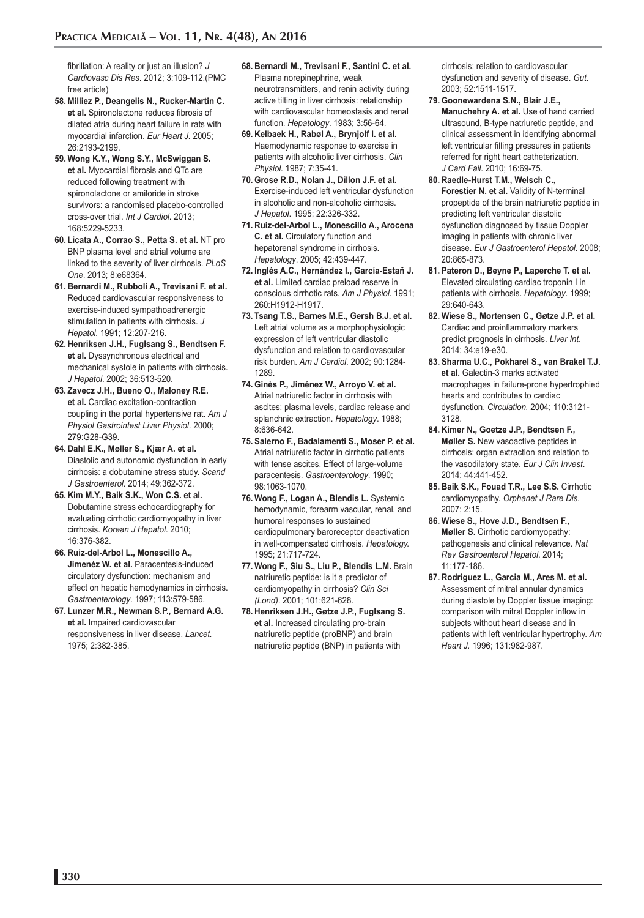fibrillation: A reality or just an illusion? *J Cardiovasc Dis Res*. 2012; 3:109-112.(PMC free article)

58. **Milliez P., Deangelis N., Rucker-Martin C. et al.** Spironolactone reduces fibrosis of dilated atria during heart failure in rats with myocardial infarction. *Eur Heart J.* 2005; 26:2193-2199.
59. **Wong K.Y., Wong S.Y., McSwiggan S. et al.** Myocardial fibrosis and QTc are reduced following treatment with spironolactone or amiloride in stroke survivors: a randomised placebo-controlled cross-over trial. *Int J Cardiol*. 2013; 168:5229-5233.
60. **Licata A., Corrao S., Petta S. et al.** NT pro BNP plasma level and atrial volume are linked to the severity of liver cirrhosis. *PLoS One*. 2013; 8:e68364.
61. **Bernardi M., Rubboli A., Trevisani F. et al.** Reduced cardiovascular responsiveness to exercise-induced sympathoadrenergic stimulation in patients with cirrhosis. *J Hepatol.* 1991; 12:207-216.
62. **Henriksen J.H., Fuglsang S., Bendtsen F. et al.** Dyssynchronous electrical and mechanical systole in patients with cirrhosis. *J Hepatol*. 2002; 36:513-520.
63. **Zavecz J.H., Bueno O., Maloney R.E. et al.** Cardiac excitation-contraction coupling in the portal hypertensive rat. *Am J Physiol Gastrointest Liver Physiol*. 2000; 279:G28-G39.
64. **Dahl E.K., Møller S., Kjær A. et al.** Diastolic and autonomic dysfunction in early cirrhosis: a dobutamine stress study. *Scand J Gastroenterol*. 2014; 49:362-372.
65. **Kim M.Y., Baik S.K., Won C.S. et al.** Dobutamine stress echocardiography for evaluating cirrhotic cardiomyopathy in liver cirrhosis. *Korean J Hepatol*. 2010; 16:376-382.
66. **Ruiz-del-Arbol L., Monescillo A., Jimenéz W. et al.** Paracentesis-induced circulatory dysfunction: mechanism and effect on hepatic hemodynamics in cirrhosis. *Gastroenterology*. 1997; 113:579-586.
67. **Lunzer M.R., Newman S.P., Bernard A.G. et al.** Impaired cardiovascular responsiveness in liver disease. *Lancet.* 1975; 2:382-385.
68. **Bernardi M., Trevisani F., Santini C. et al.** Plasma norepinephrine, weak neurotransmitters, and renin activity during active tilting in liver cirrhosis: relationship with cardiovascular homeostasis and renal function. *Hepatology*. 1983; 3:56-64.
69. **Kelbaek H., Rabøl A., Brynjolf I. et al.** Haemodynamic response to exercise in patients with alcoholic liver cirrhosis. *Clin Physiol.* 1987; 7:35-41.
70. **Grose R.D., Nolan J., Dillon J.F. et al.** Exercise-induced left ventricular dysfunction in alcoholic and non-alcoholic cirrhosis. *J Hepatol*. 1995; 22:326-332.
71. **Ruiz-del-Arbol L., Monescillo A., Arocena C. et al.** Circulatory function and hepatorenal syndrome in cirrhosis. *Hepatology*. 2005; 42:439-447.
72. **Inglés A.C., Hernández I., García-Estañ J. et al.** Limited cardiac preload reserve in conscious cirrhotic rats. *Am J Physiol*. 1991; 260:H1912-H1917.
73. **Tsang T.S., Barnes M.E., Gersh B.J. et al.** Left atrial volume as a morphophysiologic expression of left ventricular diastolic dysfunction and relation to cardiovascular risk burden. *Am J Cardiol*. 2002; 90:1284-1289.
74. **Ginès P., Jiménez W., Arroyo V. et al.** Atrial natriuretic factor in cirrhosis with ascites: plasma levels, cardiac release and splanchnic extraction. *Hepatology*. 1988; 8:636-642.
75. **Salerno F., Badalamenti S., Moser P. et al.** Atrial natriuretic factor in cirrhotic patients with tense ascites. Effect of large-volume paracentesis. *Gastroenterology*. 1990; 98:1063-1070.
76. **Wong F., Logan A., Blendis L.** Systemic hemodynamic, forearm vascular, renal, and humoral responses to sustained cardiopulmonary baroreceptor deactivation in well-compensated cirrhosis. *Hepatology.* 1995; 21:717-724.
77. **Wong F., Siu S., Liu P., Blendis L.M.** Brain natriuretic peptide: is it a predictor of cardiomyopathy in cirrhosis? *Clin Sci (Lond)*. 2001; 101:621-628.
78. **Henriksen J.H., Gøtze J.P., Fuglsang S. et al.** Increased circulating pro-brain natriuretic peptide (proBNP) and brain natriuretic peptide (BNP) in patients with cirrhosis: relation to cardiovascular dysfunction and severity of disease. *Gut*. 2003; 52:1511-1517.
79. **Goonewardena S.N., Blair J.E., Manuchehry A. et al.** Use of hand carried ultrasound, B-type natriuretic peptide, and clinical assessment in identifying abnormal left ventricular filling pressures in patients referred for right heart catheterization. *J Card Fail*. 2010; 16:69-75.
80. **Raedle-Hurst T.M., Welsch C., Forestier N. et al.** Validity of N-terminal propeptide of the brain natriuretic peptide in predicting left ventricular diastolic dysfunction diagnosed by tissue Doppler imaging in patients with chronic liver disease. *Eur J Gastroenterol Hepatol*. 2008; 20:865-873.
81. **Pateron D., Beyne P., Laperche T. et al.** Elevated circulating cardiac troponin I in patients with cirrhosis. *Hepatology*. 1999; 29:640-643.
82. **Wiese S., Mortensen C., Gøtze J.P. et al.** Cardiac and proinflammatory markers predict prognosis in cirrhosis. *Liver Int*. 2014; 34:e19-e30.
83. **Sharma U.C., Pokharel S., van Brakel T.J. et al.** Galectin-3 marks activated macrophages in failure-prone hypertrophied hearts and contributes to cardiac dysfunction. *Circulation.* 2004; 110:3121-3128.
84. **Kimer N., Goetze J.P., Bendtsen F., Møller S.** New vasoactive peptides in cirrhosis: organ extraction and relation to the vasodilatory state. *Eur J Clin Invest*. 2014; 44:441-452.
85. **Baik S.K., Fouad T.R., Lee S.S.** Cirrhotic cardiomyopathy. *Orphanet J Rare Dis*. 2007; 2:15.
86. **Wiese S., Hove J.D., Bendtsen F., Møller S.** Cirrhotic cardiomyopathy: pathogenesis and clinical relevance. *Nat Rev Gastroenterol Hepatol*. 2014; 11:177-186.
87. **Rodriguez L., Garcia M., Ares M. et al.** Assessment of mitral annular dynamics during diastole by Doppler tissue imaging: comparison with mitral Doppler inflow in subjects without heart disease and in patients with left ventricular hypertrophy. *Am Heart J.* 1996; 131:982-987.